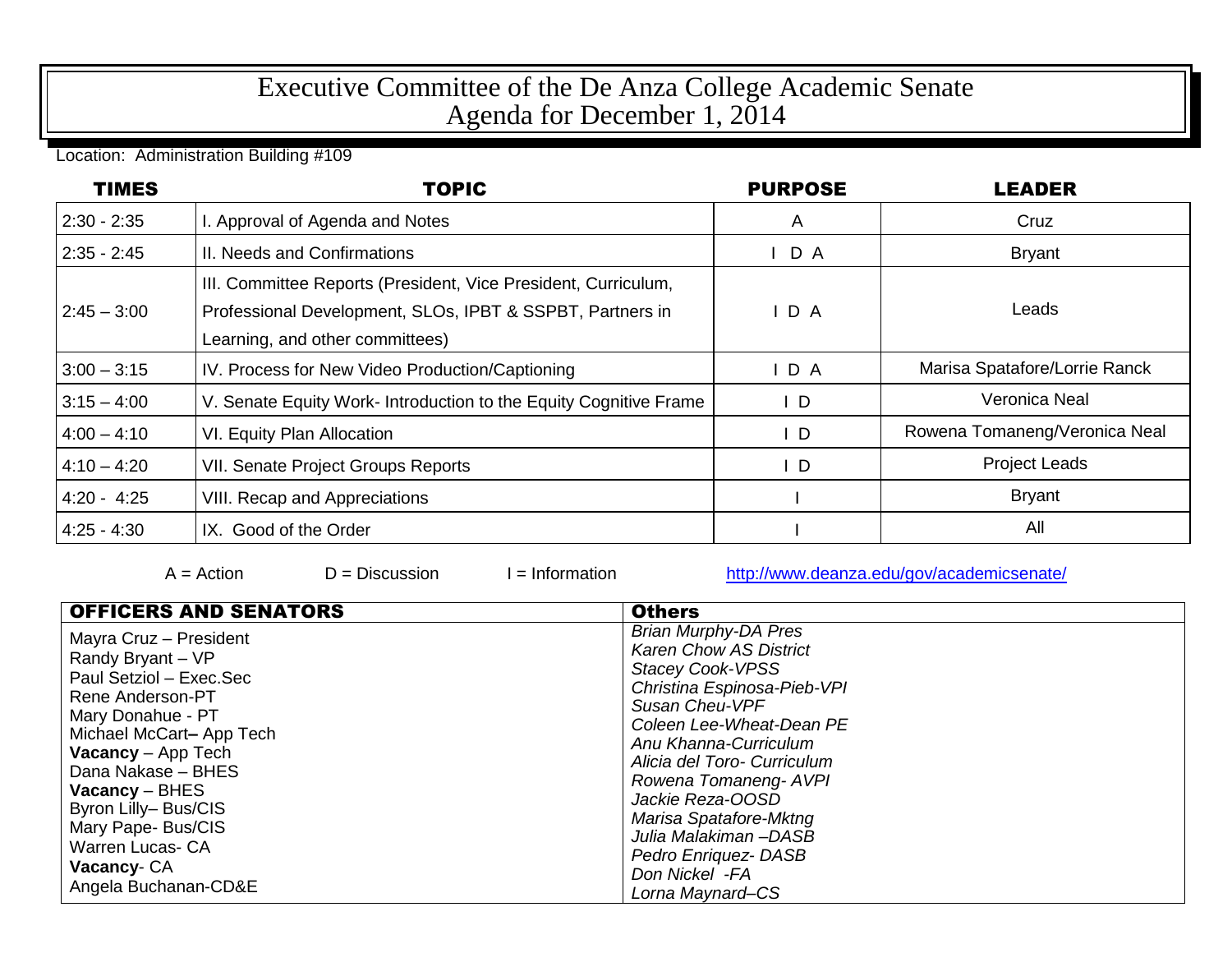# Executive Committee of the De Anza College Academic Senate
# Agenda for December 1, 2014

Location: Administration Building #109

| TIMES | TOPIC | PURPOSE | LEADER |
|---|---|---|---|
| 2:30 - 2:35 | I. Approval of Agenda and Notes | A | Cruz |
| 2:35 - 2:45 | II. Needs and Confirmations | I D A | Bryant |
| 2:45 – 3:00 | III. Committee Reports (President, Vice President, Curriculum, Professional Development, SLOs, IPBT & SSPBT, Partners in Learning, and other committees) | I D A | Leads |
| 3:00 – 3:15 | IV. Process for New Video Production/Captioning | I D A | Marisa Spatafore/Lorrie Ranck |
| 3:15 – 4:00 | V. Senate Equity Work- Introduction to the Equity Cognitive Frame | I D | Veronica Neal |
| 4:00 – 4:10 | VI. Equity Plan Allocation | I D | Rowena Tomaneng/Veronica Neal |
| 4:10 – 4:20 | VII. Senate Project Groups Reports | I D | Project Leads |
| 4:20 - 4:25 | VIII. Recap and Appreciations | I | Bryant |
| 4:25 - 4:30 | IX. Good of the Order | I | All |

A = Action D = Discussion I = Information http://www.deanza.edu/gov/academicsenate/

| OFFICERS AND SENATORS | Others |
|---|---|
| Mayra Cruz – President<br>Randy Bryant – VP<br>Paul Setziol – Exec.Sec<br>Rene Anderson-PT<br>Mary Donahue - PT<br>Michael McCart– App Tech<br>**Vacancy** – App Tech<br>Dana Nakase – BHES<br>**Vacancy** – BHES<br>Byron Lilly– Bus/CIS<br>Mary Pape- Bus/CIS<br>Warren Lucas- CA<br>**Vacancy**- CA<br>Angela Buchanan-CD&E | *Brian Murphy-DA Pres*<br>*Karen Chow AS District*<br>*Stacey Cook-VPSS*<br>*Christina Espinosa-Pieb-VPI*<br>*Susan Cheu-VPF*<br>*Coleen Lee-Wheat-Dean PE*<br>*Anu Khanna-Curriculum*<br>*Alicia del Toro- Curriculum*<br>*Rowena Tomaneng- AVPI*<br>*Jackie Reza-OOSD*<br>*Marisa Spatafore-Mktng*<br>*Julia Malakiman –DASB*<br>*Pedro Enriquez- DASB*<br>*Don Nickel -FA*<br>*Lorna Maynard–CS* |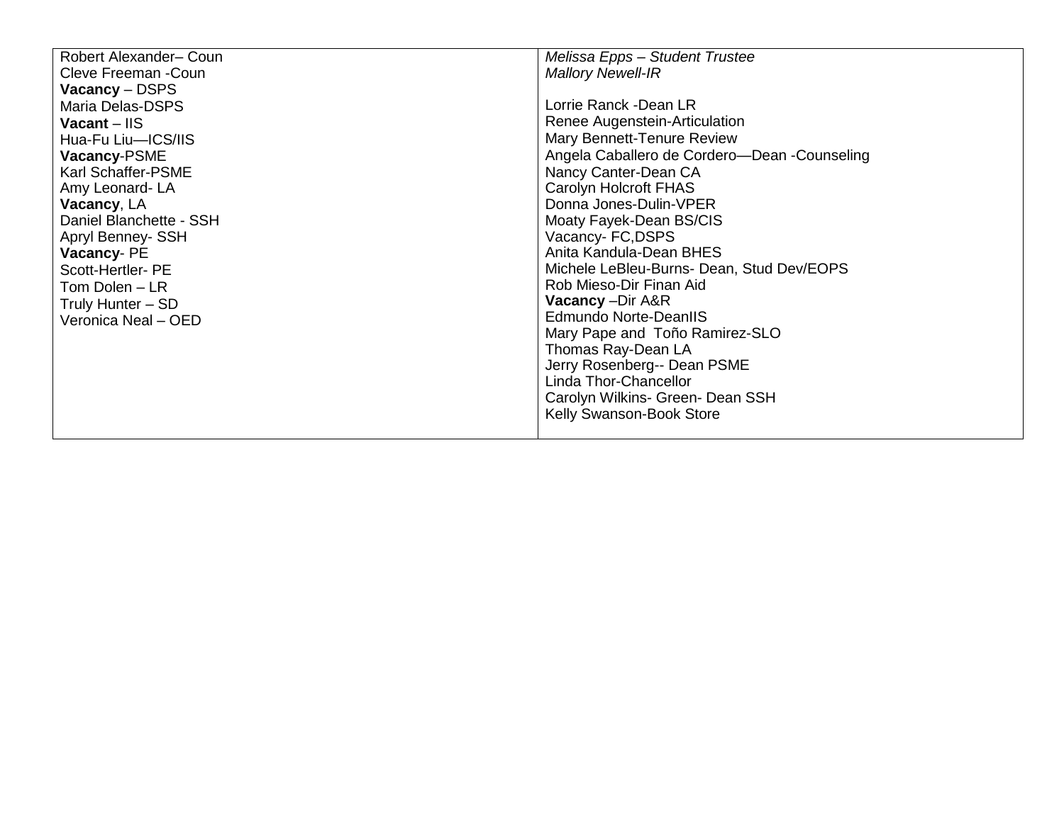| | |
|---|---|
| Robert Alexander– Coun<br>Cleve Freeman -Coun<br>**Vacancy** – DSPS<br>Maria Delas-DSPS<br>**Vacant** – IIS<br>Hua-Fu Liu—ICS/IIS<br>**Vacancy**-PSME<br>Karl Schaffer-PSME<br>Amy Leonard- LA<br>**Vacancy**, LA<br>Daniel Blanchette - SSH<br>Apryl Benney- SSH<br>**Vacancy**- PE<br>Scott-Hertler- PE<br>Tom Dolen – LR<br>Truly Hunter – SD<br>Veronica Neal – OED | *Melissa Epps – Student Trustee*<br>*Mallory Newell-IR*<br><br>Lorrie Ranck -Dean LR<br>Renee Augenstein-Articulation<br>Mary Bennett-Tenure Review<br>Angela Caballero de Cordero—Dean -Counseling<br>Nancy Canter-Dean CA<br>Carolyn Holcroft FHAS<br>Donna Jones-Dulin-VPER<br>Moaty Fayek-Dean BS/CIS<br>Vacancy- FC,DSPS<br>Anita Kandula-Dean BHES<br>Michele LeBleu-Burns- Dean, Stud Dev/EOPS<br>Rob Mieso-Dir Finan Aid<br>**Vacancy** –Dir A&R<br>Edmundo Norte-DeanIIS<br>Mary Pape and Toño Ramirez-SLO<br>Thomas Ray-Dean LA<br>Jerry Rosenberg-- Dean PSME<br>Linda Thor-Chancellor<br>Carolyn Wilkins- Green- Dean SSH<br>Kelly Swanson-Book Store |